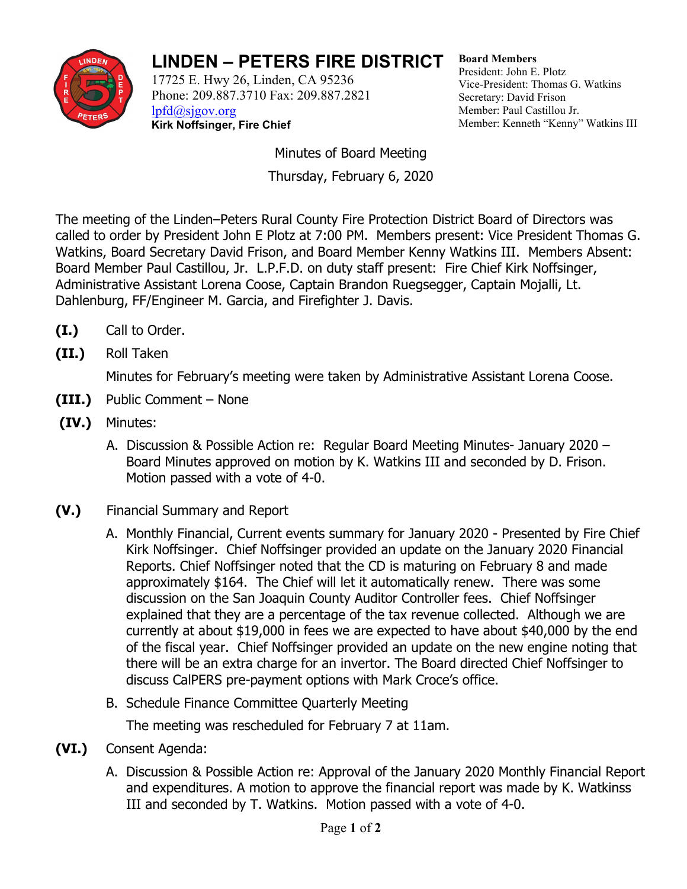# LINDEN – PETERS FIRE DISTRICT

17725 E. Hwy 26, Linden, CA 95236
Phone: 209.887.3710 Fax: 209.887.2821
lpfd@sjgov.org
**Kirk Noffsinger, Fire Chief**

**Board Members**
President: John E. Plotz
Vice-President: Thomas G. Watkins
Secretary: David Frison
Member: Paul Castillou Jr.
Member: Kenneth "Kenny" Watkins III

Minutes of Board Meeting
Thursday, February 6, 2020

The meeting of the Linden–Peters Rural County Fire Protection District Board of Directors was called to order by President John E Plotz at 7:00 PM. Members present: Vice President Thomas G. Watkins, Board Secretary David Frison, and Board Member Kenny Watkins III. Members Absent: Board Member Paul Castillou, Jr. L.P.F.D. on duty staff present: Fire Chief Kirk Noffsinger, Administrative Assistant Lorena Coose, Captain Brandon Ruegsegger, Captain Mojalli, Lt. Dahlenburg, FF/Engineer M. Garcia, and Firefighter J. Davis.

**(I.)** Call to Order.

**(II.)** Roll Taken

Minutes for February's meeting were taken by Administrative Assistant Lorena Coose.

**(III.)** Public Comment – None

**(IV.)** Minutes:

A. Discussion & Possible Action re: Regular Board Meeting Minutes- January 2020 – Board Minutes approved on motion by K. Watkins III and seconded by D. Frison. Motion passed with a vote of 4-0.

**(V.)** Financial Summary and Report

A. Monthly Financial, Current events summary for January 2020 - Presented by Fire Chief Kirk Noffsinger. Chief Noffsinger provided an update on the January 2020 Financial Reports. Chief Noffsinger noted that the CD is maturing on February 8 and made approximately $164. The Chief will let it automatically renew. There was some discussion on the San Joaquin County Auditor Controller fees. Chief Noffsinger explained that they are a percentage of the tax revenue collected. Although we are currently at about $19,000 in fees we are expected to have about $40,000 by the end of the fiscal year. Chief Noffsinger provided an update on the new engine noting that there will be an extra charge for an invertor. The Board directed Chief Noffsinger to discuss CalPERS pre-payment options with Mark Croce's office.

B. Schedule Finance Committee Quarterly Meeting

The meeting was rescheduled for February 7 at 11am.

**(VI.)** Consent Agenda:

A. Discussion & Possible Action re: Approval of the January 2020 Monthly Financial Report and expenditures. A motion to approve the financial report was made by K. Watkinss III and seconded by T. Watkins. Motion passed with a vote of 4-0.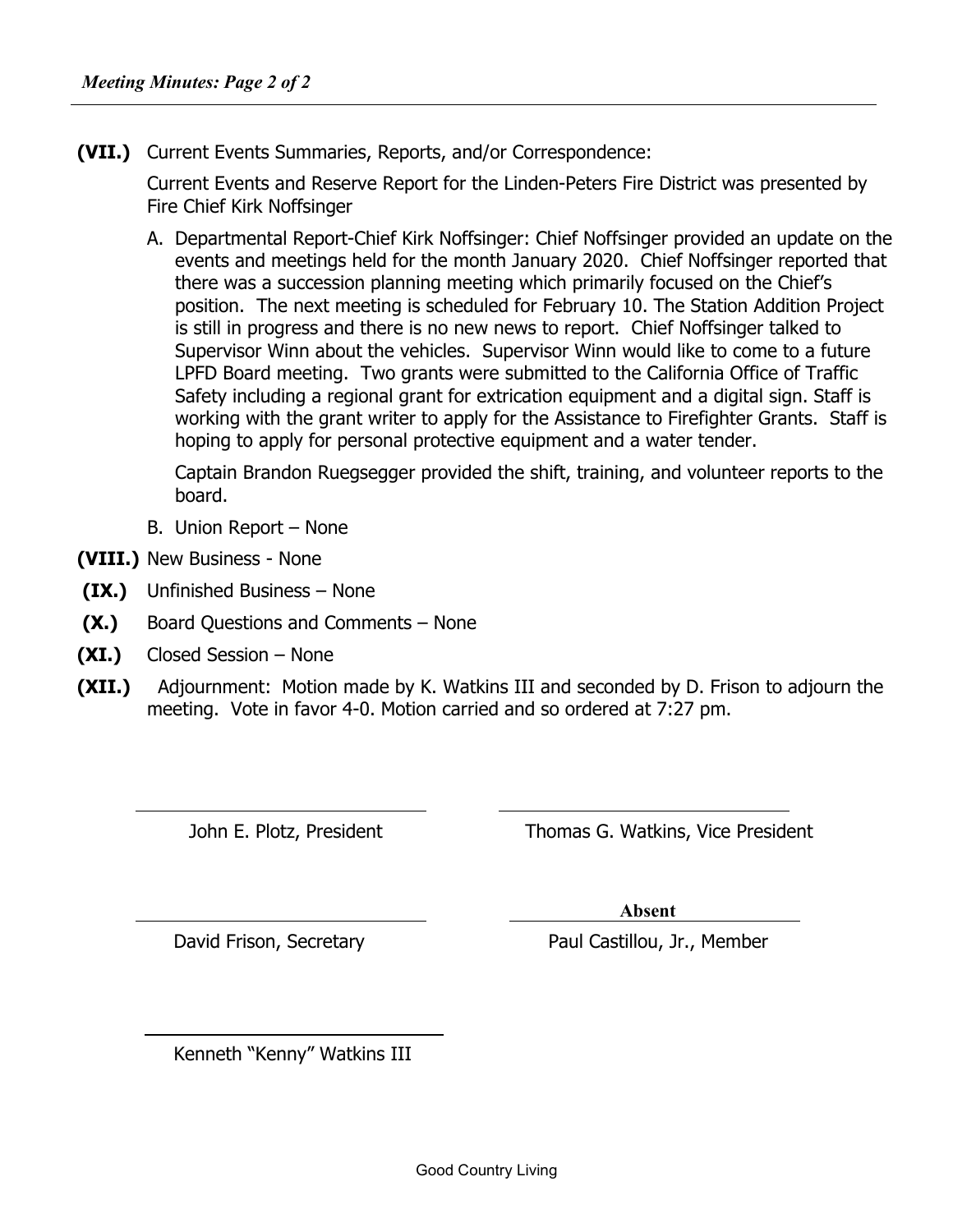**(VII.)** Current Events Summaries, Reports, and/or Correspondence:

Current Events and Reserve Report for the Linden-Peters Fire District was presented by Fire Chief Kirk Noffsinger

A. Departmental Report-Chief Kirk Noffsinger: Chief Noffsinger provided an update on the events and meetings held for the month January 2020. Chief Noffsinger reported that there was a succession planning meeting which primarily focused on the Chief's position. The next meeting is scheduled for February 10. The Station Addition Project is still in progress and there is no new news to report. Chief Noffsinger talked to Supervisor Winn about the vehicles. Supervisor Winn would like to come to a future LPFD Board meeting. Two grants were submitted to the California Office of Traffic Safety including a regional grant for extrication equipment and a digital sign. Staff is working with the grant writer to apply for the Assistance to Firefighter Grants. Staff is hoping to apply for personal protective equipment and a water tender.

   Captain Brandon Ruegsegger provided the shift, training, and volunteer reports to the board.

B. Union Report – None

**(VIII.)** New Business - None

**(IX.)** Unfinished Business – None

**(X.)** Board Questions and Comments – None

**(XI.)** Closed Session – None

**(XII.)** Adjournment: Motion made by K. Watkins III and seconded by D. Frison to adjourn the meeting. Vote in favor 4-0. Motion carried and so ordered at 7:27 pm.

John E. Plotz, President

Thomas G. Watkins, Vice President

David Frison, Secretary

**Absent**

Paul Castillou, Jr., Member

Kenneth "Kenny" Watkins III

Good Country Living